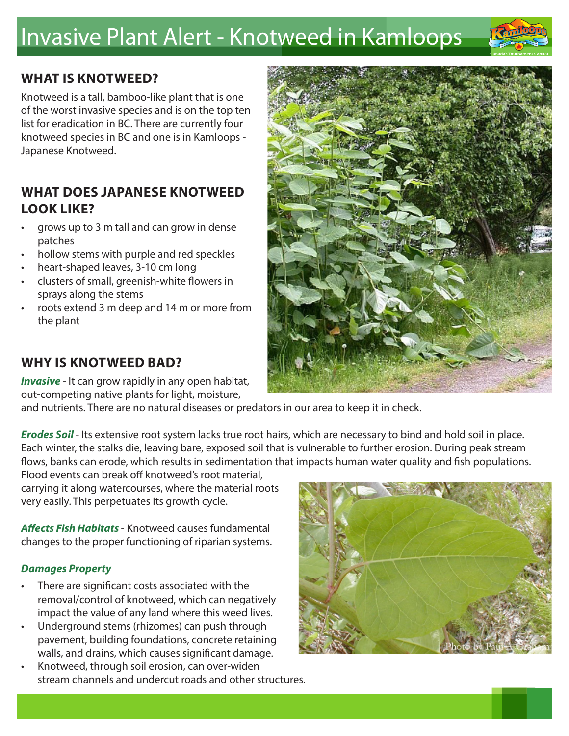# Invasive Plant Alert - Knotweed in Kamloops

## WHAT IS KNOTWEED?

Knotweed is a tall, bamboo-like plant that is one of the worst invasive species and is on the top ten list for eradication in BC. There are currently four knotweed species in BC and one is in Kamloops - Japanese Knotweed.

## WHAT DOES JAPANESE KNOTWEED LOOK LIKE?

- grows up to 3 m tall and can grow in dense patches
- hollow stems with purple and red speckles
- heart-shaped leaves, 3-10 cm long
- clusters of small, greenish-white flowers in sprays along the stems
- roots extend 3 m deep and 14 m or more from the plant

## WHY IS KNOTWEED BAD?

***Invasive*** - It can grow rapidly in any open habitat, out-competing native plants for light, moisture, and nutrients. There are no natural diseases or predators in our area to keep it in check.

***Erodes Soil*** - Its extensive root system lacks true root hairs, which are necessary to bind and hold soil in place. Each winter, the stalks die, leaving bare, exposed soil that is vulnerable to further erosion. During peak stream flows, banks can erode, which results in sedimentation that impacts human water quality and fish populations. Flood events can break off knotweed's root material, carrying it along watercourses, where the material roots very easily. This perpetuates its growth cycle.

***Affects Fish Habitats*** - Knotweed causes fundamental changes to the proper functioning of riparian systems.

***Damages Property***

- There are significant costs associated with the removal/control of knotweed, which can negatively impact the value of any land where this weed lives.
- Underground stems (rhizomes) can push through pavement, building foundations, concrete retaining walls, and drains, which causes significant damage.
- Knotweed, through soil erosion, can over-widen stream channels and undercut roads and other structures.

Photo by Paul A. Graham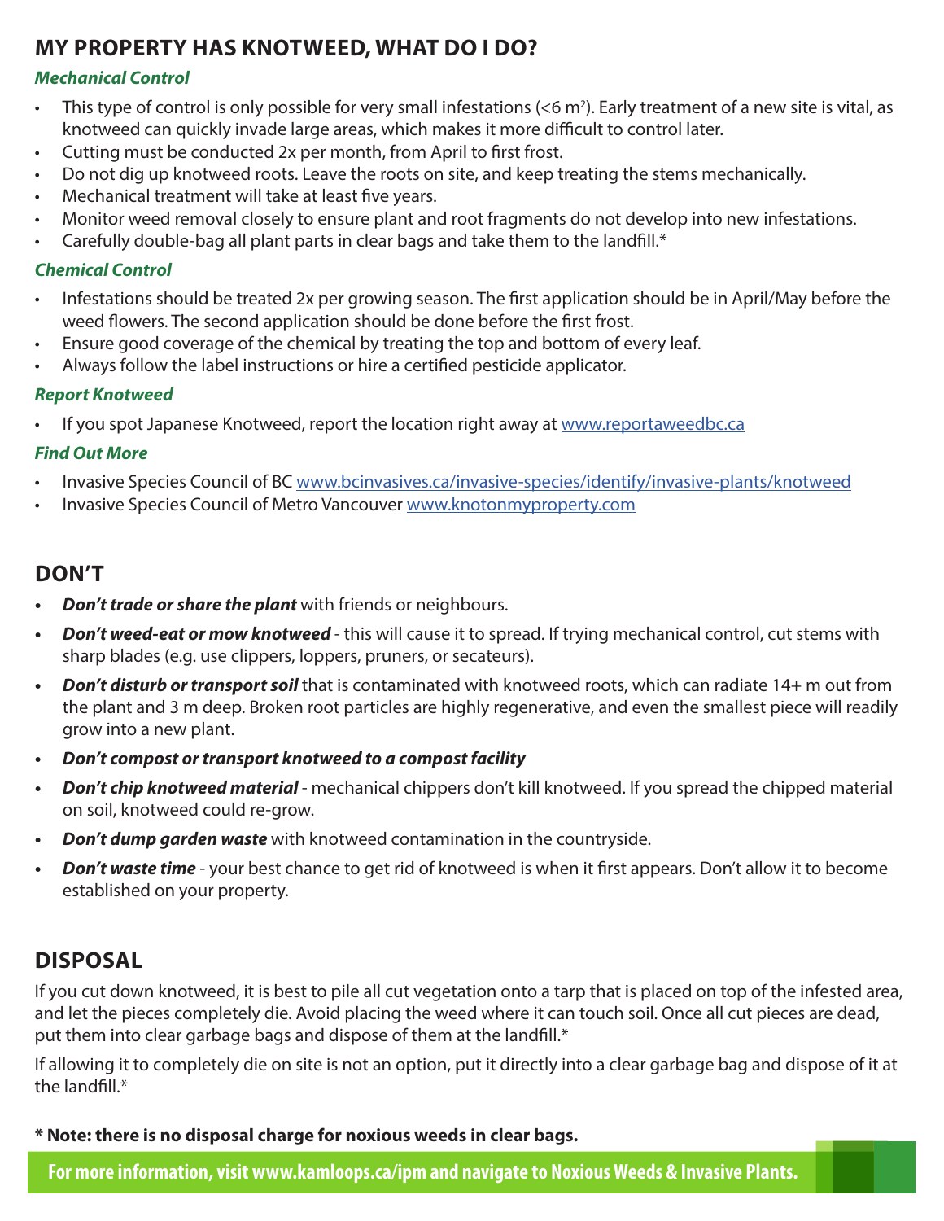## MY PROPERTY HAS KNOTWEED, WHAT DO I DO?

### *Mechanical Control*

- This type of control is only possible for very small infestations (<6 $m^2$). Early treatment of a new site is vital, as knotweed can quickly invade large areas, which makes it more difficult to control later.
- Cutting must be conducted 2x per month, from April to first frost.
- Do not dig up knotweed roots. Leave the roots on site, and keep treating the stems mechanically.
- Mechanical treatment will take at least five years.
- Monitor weed removal closely to ensure plant and root fragments do not develop into new infestations.
- Carefully double-bag all plant parts in clear bags and take them to the landfill.*

### *Chemical Control*

- Infestations should be treated 2x per growing season. The first application should be in April/May before the weed flowers. The second application should be done before the first frost.
- Ensure good coverage of the chemical by treating the top and bottom of every leaf.
- Always follow the label instructions or hire a certified pesticide applicator.

### *Report Knotweed*

- If you spot Japanese Knotweed, report the location right away at www.reportaweedbc.ca

### *Find Out More*

- Invasive Species Council of BC www.bcinvasives.ca/invasive-species/identify/invasive-plants/knotweed
- Invasive Species Council of Metro Vancouver www.knotonmyproperty.com

## DON'T

- ***Don't trade or share the plant*** with friends or neighbours.
- ***Don't weed-eat or mow knotweed*** - this will cause it to spread. If trying mechanical control, cut stems with sharp blades (e.g. use clippers, loppers, pruners, or secateurs).
- ***Don't disturb or transport soil*** that is contaminated with knotweed roots, which can radiate 14+ m out from the plant and 3 m deep. Broken root particles are highly regenerative, and even the smallest piece will readily grow into a new plant.
- ***Don't compost or transport knotweed to a compost facility***
- ***Don't chip knotweed material*** - mechanical chippers don't kill knotweed. If you spread the chipped material on soil, knotweed could re-grow.
- ***Don't dump garden waste*** with knotweed contamination in the countryside.
- ***Don't waste time*** - your best chance to get rid of knotweed is when it first appears. Don't allow it to become established on your property.

## DISPOSAL

If you cut down knotweed, it is best to pile all cut vegetation onto a tarp that is placed on top of the infested area, and let the pieces completely die. Avoid placing the weed where it can touch soil. Once all cut pieces are dead, put them into clear garbage bags and dispose of them at the landfill.*

If allowing it to completely die on site is not an option, put it directly into a clear garbage bag and dispose of it at the landfill.*

**\* Note: there is no disposal charge for noxious weeds in clear bags.**

**For more information, visit www.kamloops.ca/ipm and navigate to Noxious Weeds & Invasive Plants.**